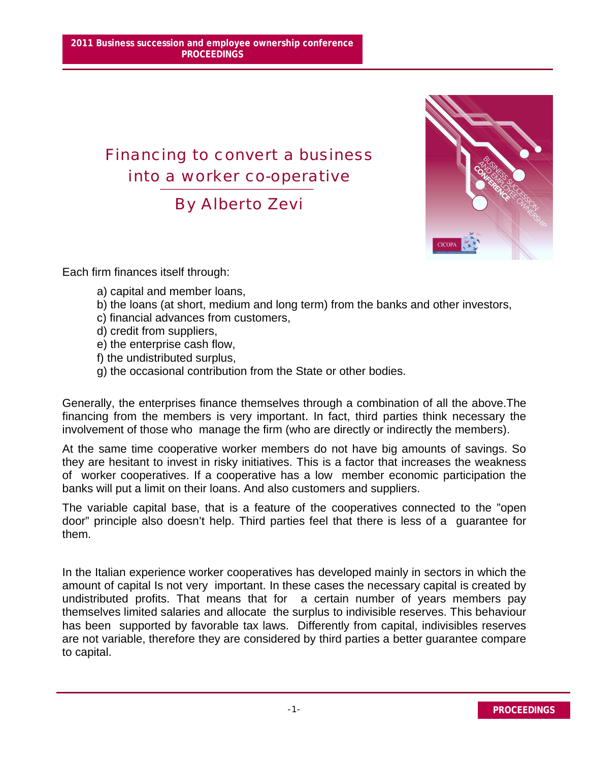# Financing to convert a business into a worker co-operative

## By Alberto Zevi

Each firm finances itself through:

a) capital and member loans,
b) the loans (at short, medium and long term) from the banks and other investors,
c) financial advances from customers,
d) credit from suppliers,
e) the enterprise cash flow,
f) the undistributed surplus,
g) the occasional contribution from the State or other bodies.

Generally, the enterprises finance themselves through a combination of all the above.The financing from the members is very important. In fact, third parties think necessary the involvement of those who manage the firm (who are directly or indirectly the members).

At the same time cooperative worker members do not have big amounts of savings. So they are hesitant to invest in risky initiatives. This is a factor that increases the weakness of worker cooperatives. If a cooperative has a low member economic participation the banks will put a limit on their loans. And also customers and suppliers.

The variable capital base, that is a feature of the cooperatives connected to the "open door" principle also doesn't help. Third parties feel that there is less of a guarantee for them.

In the Italian experience worker cooperatives has developed mainly in sectors in which the amount of capital Is not very important. In these cases the necessary capital is created by undistributed profits. That means that for a certain number of years members pay themselves limited salaries and allocate the surplus to indivisible reserves. This behaviour has been supported by favorable tax laws. Differently from capital, indivisibles reserves are not variable, therefore they are considered by third parties a better guarantee compare to capital.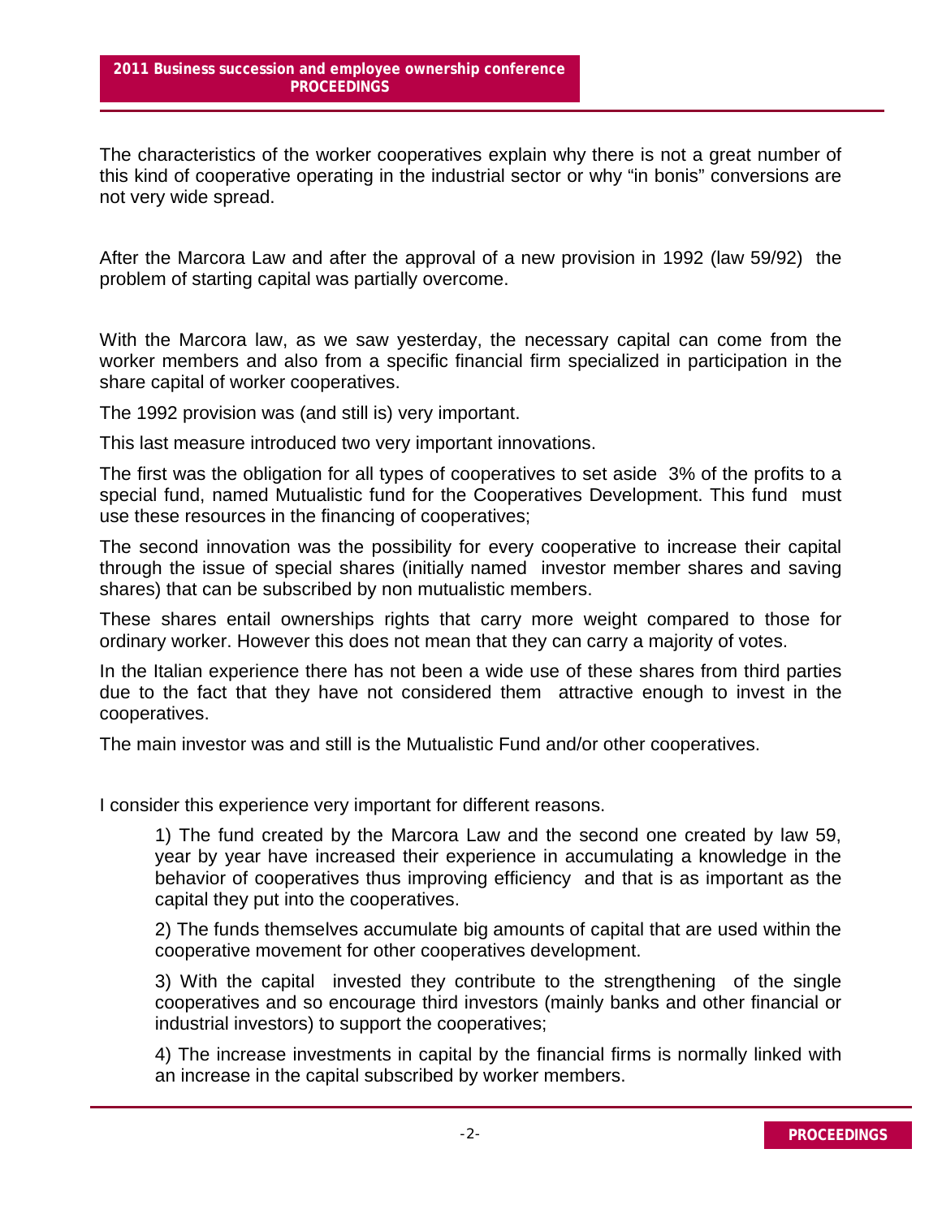The characteristics of the worker cooperatives explain why there is not a great number of this kind of cooperative operating in the industrial sector or why "in bonis" conversions are not very wide spread.

After the Marcora Law and after the approval of a new provision in 1992 (law 59/92) the problem of starting capital was partially overcome.

With the Marcora law, as we saw yesterday, the necessary capital can come from the worker members and also from a specific financial firm specialized in participation in the share capital of worker cooperatives.

The 1992 provision was (and still is) very important.

This last measure introduced two very important innovations.

The first was the obligation for all types of cooperatives to set aside 3% of the profits to a special fund, named Mutualistic fund for the Cooperatives Development. This fund must use these resources in the financing of cooperatives;

The second innovation was the possibility for every cooperative to increase their capital through the issue of special shares (initially named investor member shares and saving shares) that can be subscribed by non mutualistic members.

These shares entail ownerships rights that carry more weight compared to those for ordinary worker. However this does not mean that they can carry a majority of votes.

In the Italian experience there has not been a wide use of these shares from third parties due to the fact that they have not considered them attractive enough to invest in the cooperatives.

The main investor was and still is the Mutualistic Fund and/or other cooperatives.

I consider this experience very important for different reasons.

1) The fund created by the Marcora Law and the second one created by law 59, year by year have increased their experience in accumulating a knowledge in the behavior of cooperatives thus improving efficiency and that is as important as the capital they put into the cooperatives.

2) The funds themselves accumulate big amounts of capital that are used within the cooperative movement for other cooperatives development.

3) With the capital invested they contribute to the strengthening of the single cooperatives and so encourage third investors (mainly banks and other financial or industrial investors) to support the cooperatives;

4) The increase investments in capital by the financial firms is normally linked with an increase in the capital subscribed by worker members.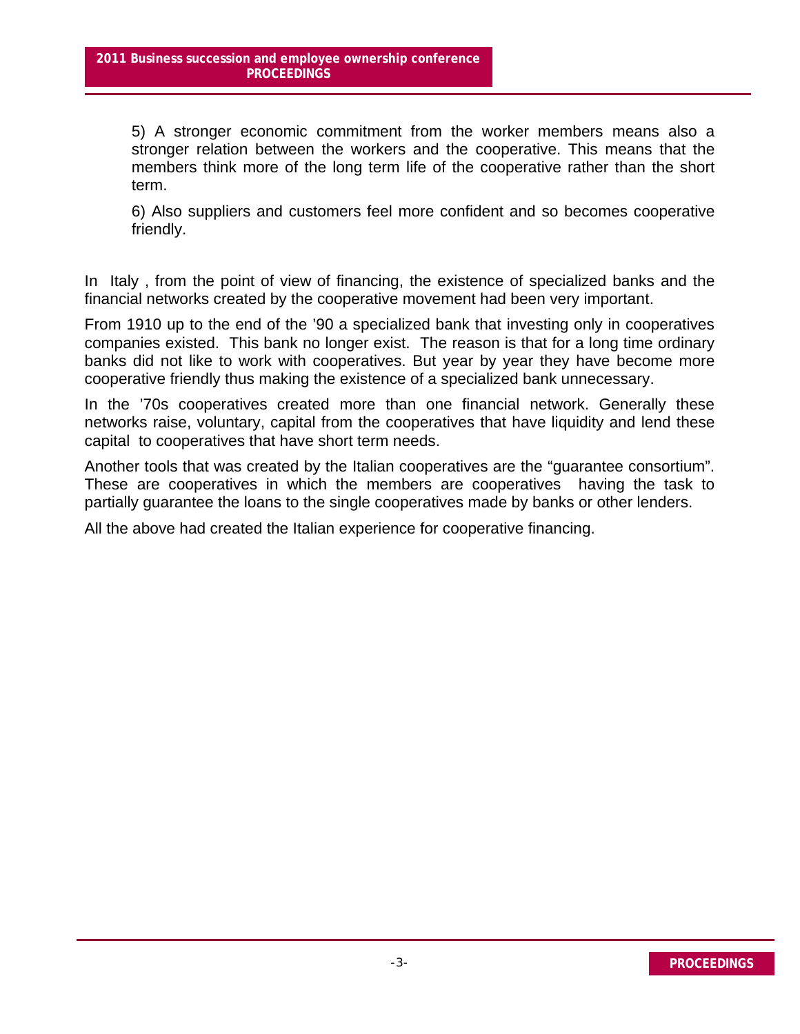5) A stronger economic commitment from the worker members means also a stronger relation between the workers and the cooperative. This means that the members think more of the long term life of the cooperative rather than the short term.

6) Also suppliers and customers feel more confident and so becomes cooperative friendly.

In Italy , from the point of view of financing, the existence of specialized banks and the financial networks created by the cooperative movement had been very important.

From 1910 up to the end of the '90 a specialized bank that investing only in cooperatives companies existed. This bank no longer exist. The reason is that for a long time ordinary banks did not like to work with cooperatives. But year by year they have become more cooperative friendly thus making the existence of a specialized bank unnecessary.

In the '70s cooperatives created more than one financial network. Generally these networks raise, voluntary, capital from the cooperatives that have liquidity and lend these capital to cooperatives that have short term needs.

Another tools that was created by the Italian cooperatives are the "guarantee consortium". These are cooperatives in which the members are cooperatives having the task to partially guarantee the loans to the single cooperatives made by banks or other lenders.

All the above had created the Italian experience for cooperative financing.